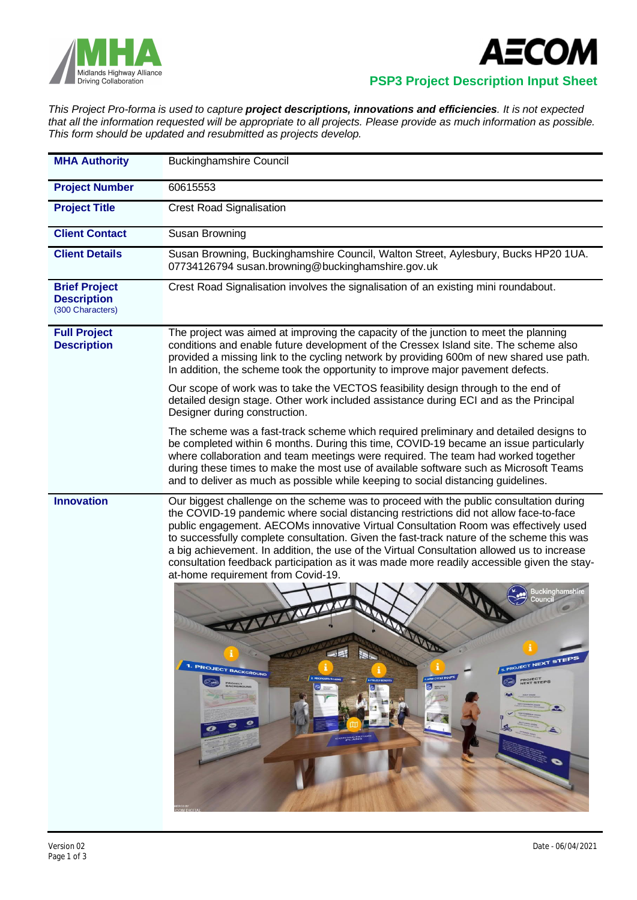**PSP3 Project Description Input Sheet**

*This Project Pro-forma is used to capture **project descriptions, innovations and efficiencies**. It is not expected that all the information requested will be appropriate to all projects. Please provide as much information as possible. This form should be updated and resubmitted as projects develop.*

| | |
|---|---|
| **MHA Authority** | Buckinghamshire Council |
| **Project Number** | 60615553 |
| **Project Title** | Crest Road Signalisation |
| **Client Contact** | Susan Browning |
| **Client Details** | Susan Browning, Buckinghamshire Council, Walton Street, Aylesbury, Bucks HP20 1UA. 07734126794 susan.browning@buckinghamshire.gov.uk |
| **Brief Project Description** (300 Characters) | Crest Road Signalisation involves the signalisation of an existing mini roundabout. |
| **Full Project Description** | The project was aimed at improving the capacity of the junction to meet the planning conditions and enable future development of the Cressex Island site. The scheme also provided a missing link to the cycling network by providing 600m of new shared use path. In addition, the scheme took the opportunity to improve major pavement defects.<br><br>Our scope of work was to take the VECTOS feasibility design through to the end of detailed design stage. Other work included assistance during ECI and as the Principal Designer during construction.<br><br>The scheme was a fast-track scheme which required preliminary and detailed designs to be completed within 6 months. During this time, COVID-19 became an issue particularly where collaboration and team meetings were required. The team had worked together during these times to make the most use of available software such as Microsoft Teams and to deliver as much as possible while keeping to social distancing guidelines. |
| **Innovation** | Our biggest challenge on the scheme was to proceed with the public consultation during the COVID-19 pandemic where social distancing restrictions did not allow face-to-face public engagement. AECOMs innovative Virtual Consultation Room was effectively used to successfully complete consultation. Given the fast-track nature of the scheme this was a big achievement. In addition, the use of the Virtual Consultation allowed us to increase consultation feedback participation as it was made more readily accessible given the stay-at-home requirement from Covid-19. |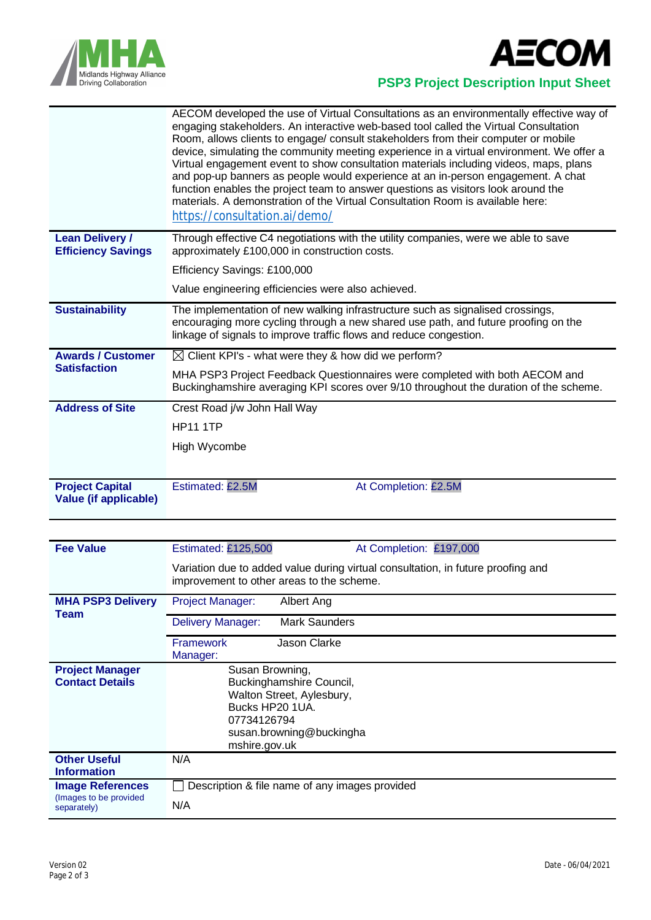| | |
|---|---|
| | AECOM developed the use of Virtual Consultations as an environmentally effective way of engaging stakeholders. An interactive web-based tool called the Virtual Consultation Room, allows clients to engage/ consult stakeholders from their computer or mobile device, simulating the community meeting experience in a virtual environment. We offer a Virtual engagement event to show consultation materials including videos, maps, plans and pop-up banners as people would experience at an in-person engagement. A chat function enables the project team to answer questions as visitors look around the materials. A demonstration of the Virtual Consultation Room is available here: https://consultation.ai/demo/ |
| **Lean Delivery / Efficiency Savings** | Through effective C4 negotiations with the utility companies, were we able to save approximately £100,000 in construction costs.<br><br>Efficiency Savings: £100,000<br><br>Value engineering efficiencies were also achieved. |
| **Sustainability** | The implementation of new walking infrastructure such as signalised crossings, encouraging more cycling through a new shared use path, and future proofing on the linkage of signals to improve traffic flows and reduce congestion. |
| **Awards / Customer Satisfaction** | ☒ Client KPI's - what were they & how did we perform?<br><br>MHA PSP3 Project Feedback Questionnaires were completed with both AECOM and Buckinghamshire averaging KPI scores over 9/10 throughout the duration of the scheme. |
| **Address of Site** | Crest Road j/w John Hall Way<br><br>HP11 1TP<br><br>High Wycombe |
| **Project Capital Value (if applicable)** | Estimated: £2.5M &nbsp;&nbsp;&nbsp;&nbsp; At Completion: £2.5M |

| | | |
|---|---|---|
| **Fee Value** | Estimated: £125,500 | At Completion: £197,000 |
| | Variation due to added value during virtual consultation, in future proofing and improvement to other areas to the scheme. | |
| **MHA PSP3 Delivery Team** | Project Manager: | Albert Ang |
| | Delivery Manager: | Mark Saunders |
| | Framework Manager: | Jason Clarke |
| **Project Manager Contact Details** | Susan Browning,<br>Buckinghamshire Council,<br>Walton Street, Aylesbury,<br>Bucks HP20 1UA.<br>07734126794<br>susan.browning@buckinghamshire.gov.uk | |
| **Other Useful Information** | N/A | |
| **Image References** (Images to be provided separately) | ☐ Description & file name of any images provided<br><br>N/A | |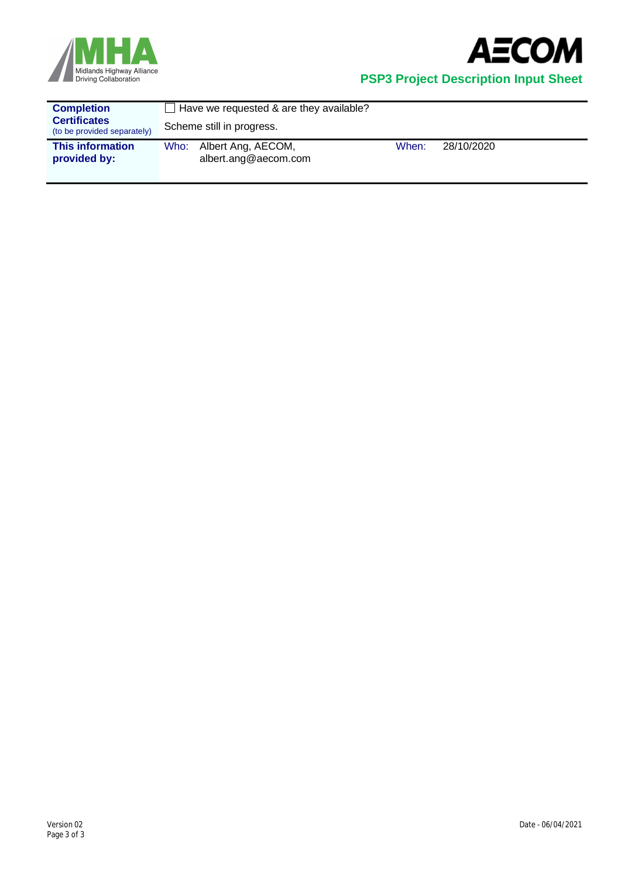PSP3 Project Description Input Sheet

| | | | |
|---|---|---|---|
| **Completion Certificates** (to be provided separately) | ☐ Have we requested & are they available? Scheme still in progress. | | |
| **This information provided by:** | Who: Albert Ang, AECOM, albert.ang@aecom.com | When: | 28/10/2020 |

Version 02

Date - 06/04/2021